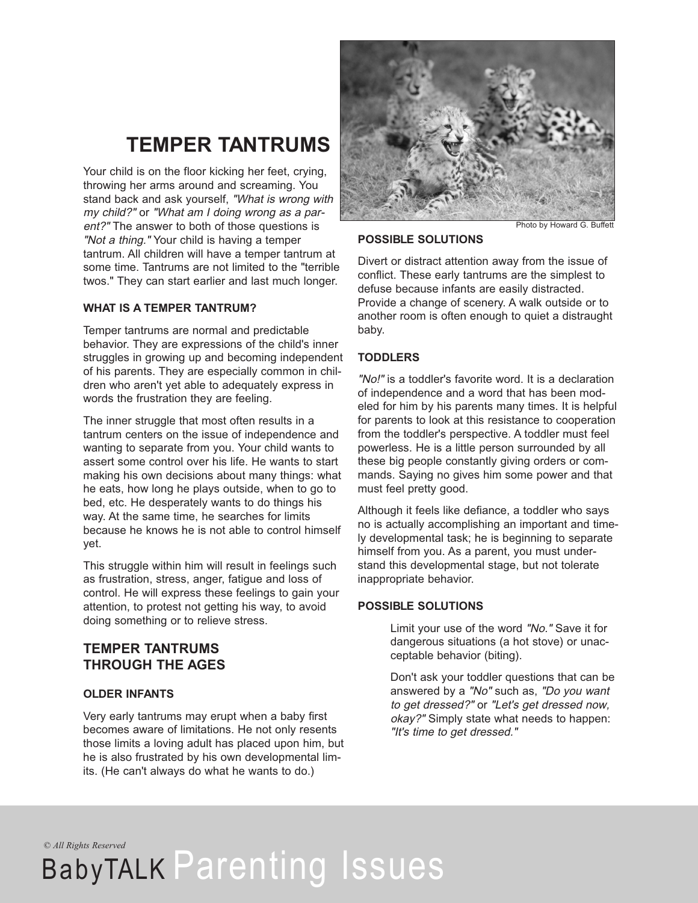# TEMPER TANTRUMS

Your child is on the floor kicking her feet, crying, throwing her arms around and screaming. You stand back and ask yourself, *"What is wrong with my child?"* or *"What am I doing wrong as a parent?"* The answer to both of those questions is *"Not a thing."* Your child is having a temper tantrum. All children will have a temper tantrum at some time. Tantrums are not limited to the "terrible twos." They can start earlier and last much longer.

### WHAT IS A TEMPER TANTRUM?

Temper tantrums are normal and predictable behavior. They are expressions of the child's inner struggles in growing up and becoming independent of his parents. They are especially common in children who aren't yet able to adequately express in words the frustration they are feeling.

The inner struggle that most often results in a tantrum centers on the issue of independence and wanting to separate from you. Your child wants to assert some control over his life. He wants to start making his own decisions about many things: what he eats, how long he plays outside, when to go to bed, etc. He desperately wants to do things his way. At the same time, he searches for limits because he knows he is not able to control himself yet.

This struggle within him will result in feelings such as frustration, stress, anger, fatigue and loss of control. He will express these feelings to gain your attention, to protest not getting his way, to avoid doing something or to relieve stress.

## TEMPER TANTRUMS THROUGH THE AGES

### OLDER INFANTS

Very early tantrums may erupt when a baby first becomes aware of limitations. He not only resents those limits a loving adult has placed upon him, but he is also frustrated by his own developmental limits. (He can't always do what he wants to do.)

Photo by Howard G. Buffett

### POSSIBLE SOLUTIONS

Divert or distract attention away from the issue of conflict. These early tantrums are the simplest to defuse because infants are easily distracted. Provide a change of scenery. A walk outside or to another room is often enough to quiet a distraught baby.

### TODDLERS

*"No!"* is a toddler's favorite word. It is a declaration of independence and a word that has been modeled for him by his parents many times. It is helpful for parents to look at this resistance to cooperation from the toddler's perspective. A toddler must feel powerless. He is a little person surrounded by all these big people constantly giving orders or commands. Saying no gives him some power and that must feel pretty good.

Although it feels like defiance, a toddler who says no is actually accomplishing an important and timely developmental task; he is beginning to separate himself from you. As a parent, you must understand this developmental stage, but not tolerate inappropriate behavior.

### POSSIBLE SOLUTIONS

Limit your use of the word *"No."* Save it for dangerous situations (a hot stove) or unacceptable behavior (biting).

Don't ask your toddler questions that can be answered by a *"No"* such as, *"Do you want to get dressed?"* or *"Let's get dressed now, okay?"* Simply state what needs to happen: *"It's time to get dressed."*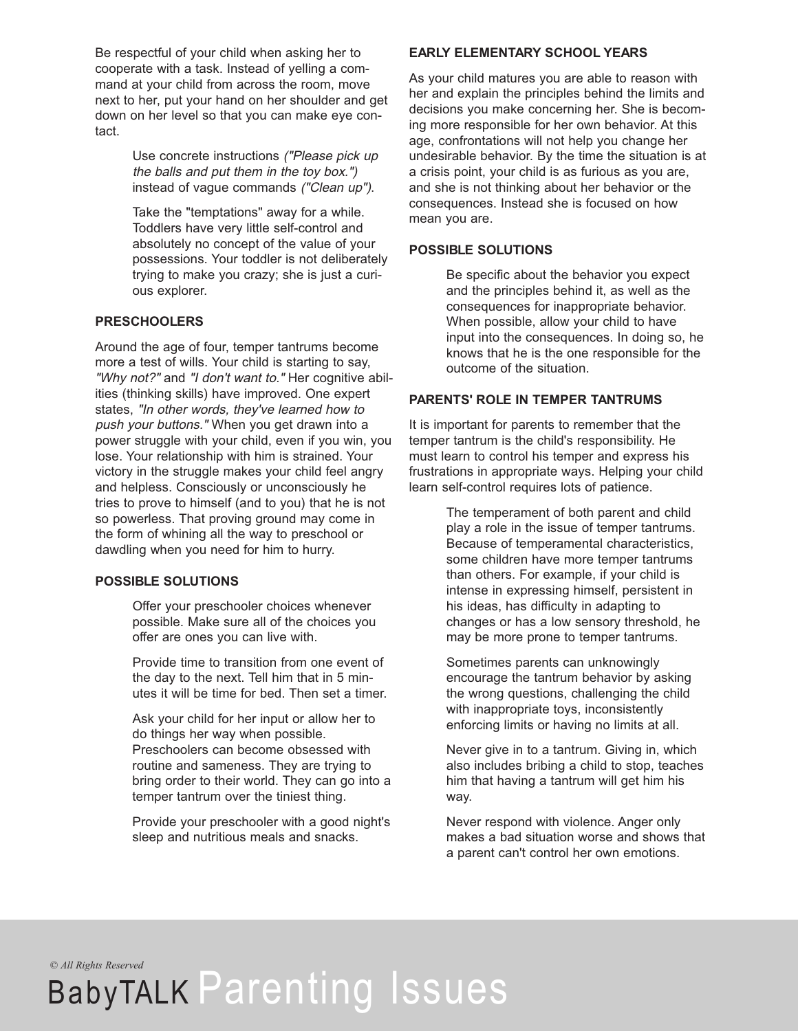Be respectful of your child when asking her to cooperate with a task. Instead of yelling a command at your child from across the room, move next to her, put your hand on her shoulder and get down on her level so that you can make eye contact.

Use concrete instructions *("Please pick up the balls and put them in the toy box.")* instead of vague commands *("Clean up")*.

Take the "temptations" away for a while. Toddlers have very little self-control and absolutely no concept of the value of your possessions. Your toddler is not deliberately trying to make you crazy; she is just a curious explorer.

### PRESCHOOLERS

Around the age of four, temper tantrums become more a test of wills. Your child is starting to say, *"Why not?"* and *"I don't want to."* Her cognitive abilities (thinking skills) have improved. One expert states, *"In other words, they've learned how to push your buttons."* When you get drawn into a power struggle with your child, even if you win, you lose. Your relationship with him is strained. Your victory in the struggle makes your child feel angry and helpless. Consciously or unconsciously he tries to prove to himself (and to you) that he is not so powerless. That proving ground may come in the form of whining all the way to preschool or dawdling when you need for him to hurry.

### POSSIBLE SOLUTIONS

Offer your preschooler choices whenever possible. Make sure all of the choices you offer are ones you can live with.

Provide time to transition from one event of the day to the next. Tell him that in 5 minutes it will be time for bed. Then set a timer.

Ask your child for her input or allow her to do things her way when possible. Preschoolers can become obsessed with routine and sameness. They are trying to bring order to their world. They can go into a temper tantrum over the tiniest thing.

Provide your preschooler with a good night's sleep and nutritious meals and snacks.

### EARLY ELEMENTARY SCHOOL YEARS

As your child matures you are able to reason with her and explain the principles behind the limits and decisions you make concerning her. She is becoming more responsible for her own behavior. At this age, confrontations will not help you change her undesirable behavior. By the time the situation is at a crisis point, your child is as furious as you are, and she is not thinking about her behavior or the consequences. Instead she is focused on how mean you are.

### POSSIBLE SOLUTIONS

Be specific about the behavior you expect and the principles behind it, as well as the consequences for inappropriate behavior. When possible, allow your child to have input into the consequences. In doing so, he knows that he is the one responsible for the outcome of the situation.

### PARENTS' ROLE IN TEMPER TANTRUMS

It is important for parents to remember that the temper tantrum is the child's responsibility. He must learn to control his temper and express his frustrations in appropriate ways. Helping your child learn self-control requires lots of patience.

The temperament of both parent and child play a role in the issue of temper tantrums. Because of temperamental characteristics, some children have more temper tantrums than others. For example, if your child is intense in expressing himself, persistent in his ideas, has difficulty in adapting to changes or has a low sensory threshold, he may be more prone to temper tantrums.

Sometimes parents can unknowingly encourage the tantrum behavior by asking the wrong questions, challenging the child with inappropriate toys, inconsistently enforcing limits or having no limits at all.

Never give in to a tantrum. Giving in, which also includes bribing a child to stop, teaches him that having a tantrum will get him his way.

Never respond with violence. Anger only makes a bad situation worse and shows that a parent can't control her own emotions.

*© All Rights Reserved*

BabyTALK Parenting Issues